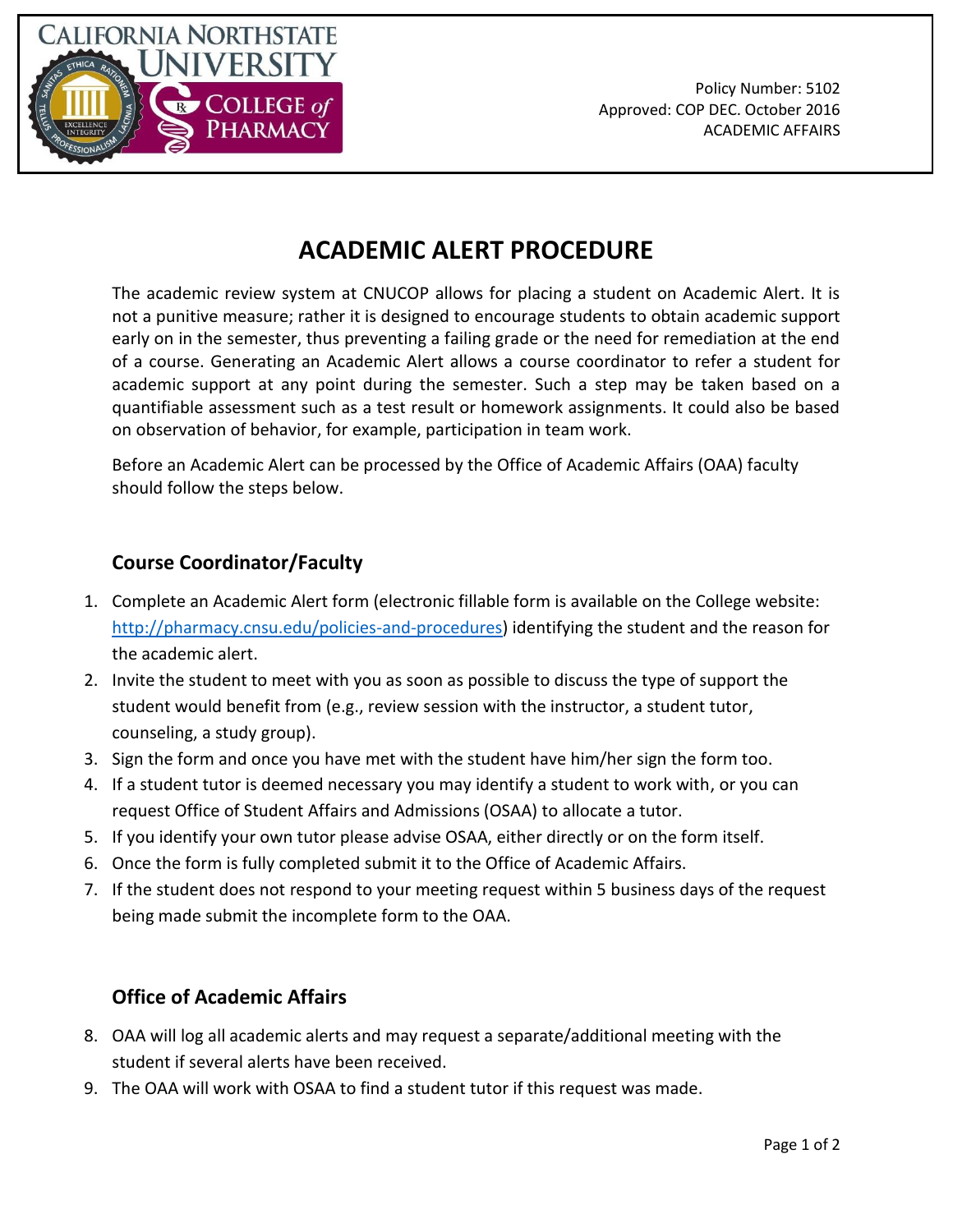Policy Number: 5102
Approved: COP DEC. October 2016
ACADEMIC AFFAIRS

# ACADEMIC ALERT PROCEDURE

The academic review system at CNUCOP allows for placing a student on Academic Alert. It is not a punitive measure; rather it is designed to encourage students to obtain academic support early on in the semester, thus preventing a failing grade or the need for remediation at the end of a course. Generating an Academic Alert allows a course coordinator to refer a student for academic support at any point during the semester. Such a step may be taken based on a quantifiable assessment such as a test result or homework assignments. It could also be based on observation of behavior, for example, participation in team work.

Before an Academic Alert can be processed by the Office of Academic Affairs (OAA) faculty should follow the steps below.

## Course Coordinator/Faculty

1. Complete an Academic Alert form (electronic fillable form is available on the College website: http://pharmacy.cnsu.edu/policies-and-procedures) identifying the student and the reason for the academic alert.
2. Invite the student to meet with you as soon as possible to discuss the type of support the student would benefit from (e.g., review session with the instructor, a student tutor, counseling, a study group).
3. Sign the form and once you have met with the student have him/her sign the form too.
4. If a student tutor is deemed necessary you may identify a student to work with, or you can request Office of Student Affairs and Admissions (OSAA) to allocate a tutor.
5. If you identify your own tutor please advise OSAA, either directly or on the form itself.
6. Once the form is fully completed submit it to the Office of Academic Affairs.
7. If the student does not respond to your meeting request within 5 business days of the request being made submit the incomplete form to the OAA.

## Office of Academic Affairs

8. OAA will log all academic alerts and may request a separate/additional meeting with the student if several alerts have been received.
9. The OAA will work with OSAA to find a student tutor if this request was made.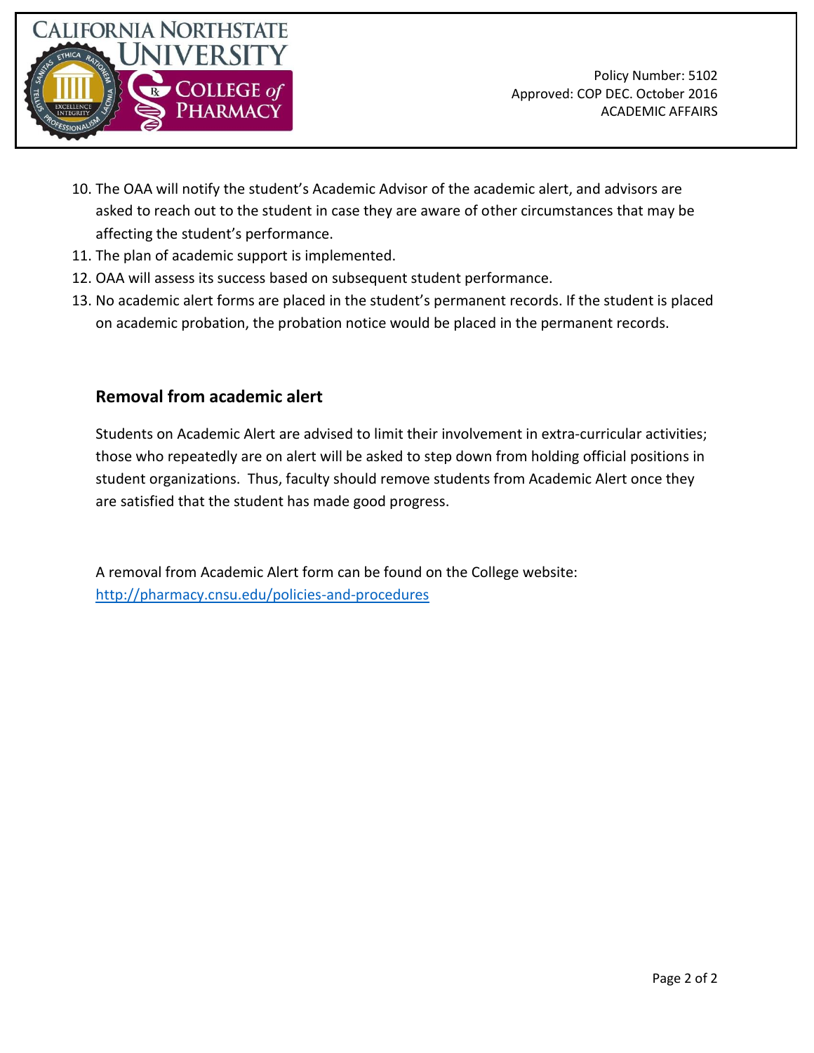10. The OAA will notify the student's Academic Advisor of the academic alert, and advisors are asked to reach out to the student in case they are aware of other circumstances that may be affecting the student's performance.
11. The plan of academic support is implemented.
12. OAA will assess its success based on subsequent student performance.
13. No academic alert forms are placed in the student's permanent records. If the student is placed on academic probation, the probation notice would be placed in the permanent records.

## Removal from academic alert

Students on Academic Alert are advised to limit their involvement in extra-curricular activities; those who repeatedly are on alert will be asked to step down from holding official positions in student organizations. Thus, faculty should remove students from Academic Alert once they are satisfied that the student has made good progress.

A removal from Academic Alert form can be found on the College website: [http://pharmacy.cnsu.edu/policies-and-procedures](http://pharmacy.cnsu.edu/policies-and-procedures)